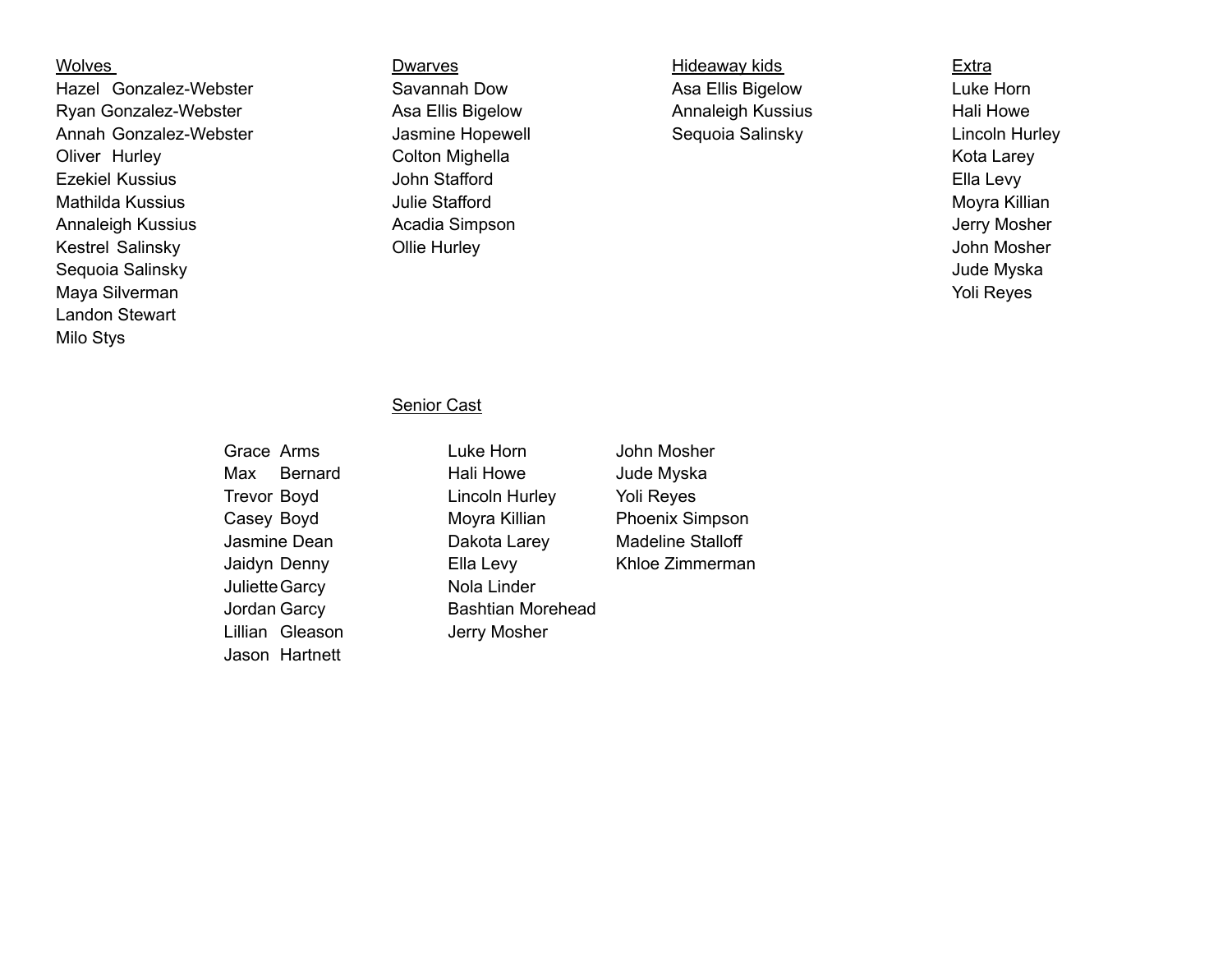Wolves

- Hazel Gonzalez-Webster
- Ryan Gonzalez-Webster
- Annah Gonzalez-Webster
- Oliver Hurley
- Ezekiel Kussius
- Mathilda Kussius
- Annaleigh Kussius
- Kestrel Salinsky
- Sequoia Salinsky
- Maya Silverman
- Landon Stewart
- Milo Stys

Dwarves

- Savannah Dow
- Asa Ellis Bigelow
- Jasmine Hopewell
- Colton Mighella
- John Stafford
- Julie Stafford
- Acadia Simpson
- Ollie Hurley

Hideaway kids

- Asa Ellis Bigelow
- Annaleigh Kussius
- Sequoia Salinsky

Extra

- Luke Horn
- Hali Howe
- Lincoln Hurley
- Kota Larey
- Ella Levy
- Moyra Killian
- Jerry Mosher
- John Mosher
- Jude Myska
- Yoli Reyes

Senior Cast

- Grace Arms
- Max Bernard
- Trevor Boyd
- Casey Boyd
- Jasmine Dean
- Jaidyn Denny
- Juliette Garcy
- Jordan Garcy
- Lillian Gleason
- Jason Hartnett
- Luke Horn
- Hali Howe
- Lincoln Hurley
- Moyra Killian
- Dakota Larey
- Ella Levy
- Nola Linder
- Bashtian Morehead
- Jerry Mosher
- John Mosher
- Jude Myska
- Yoli Reyes
- Phoenix Simpson
- Madeline Stalloff
- Khloe Zimmerman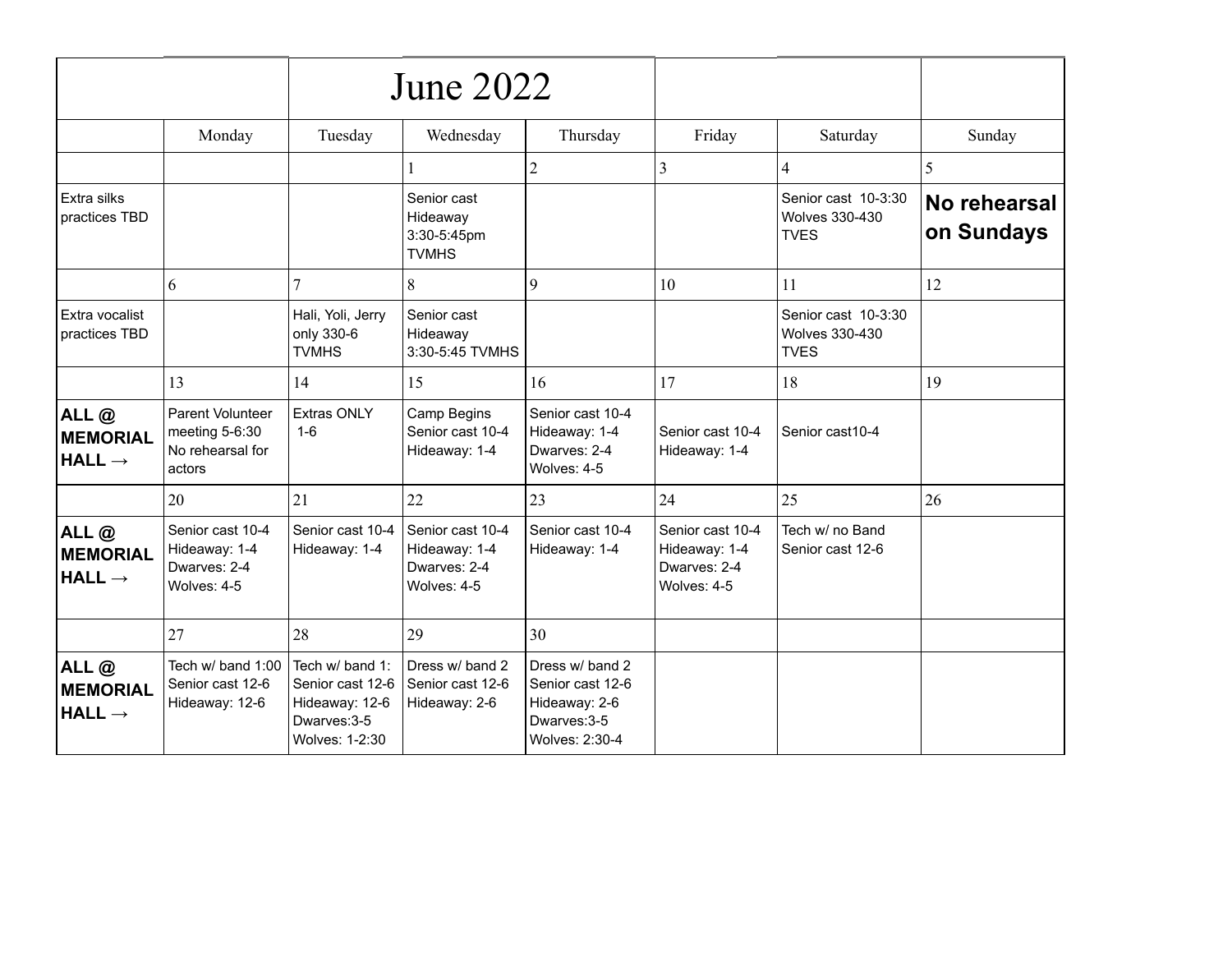| | | June 2022 | | | | |
|---|---|---|---|---|---|---|
| | Monday | Tuesday | Wednesday | Thursday | Friday | Saturday | Sunday |
| | | | 1 | 2 | 3 | 4 | 5 |
| Extra silks practices TBD | | | Senior cast Hideaway 3:30-5:45pm TVMHS | | | Senior cast 10-3:30 Wolves 330-430 TVES | **No rehearsal on Sundays** |
| | 6 | 7 | 8 | 9 | 10 | 11 | 12 |
| Extra vocalist practices TBD | | Hali, Yoli, Jerry only 330-6 TVMHS | Senior cast Hideaway 3:30-5:45 TVMHS | | | Senior cast 10-3:30 Wolves 330-430 TVES | |
| | 13 | 14 | 15 | 16 | 17 | 18 | 19 |
| **ALL @ MEMORIAL HALL →** | Parent Volunteer meeting 5-6:30 No rehearsal for actors | Extras ONLY 1-6 | Camp Begins Senior cast 10-4 Hideaway: 1-4 | Senior cast 10-4 Hideaway: 1-4 Dwarves: 2-4 Wolves: 4-5 | Senior cast 10-4 Hideaway: 1-4 | Senior cast10-4 | |
| | 20 | 21 | 22 | 23 | 24 | 25 | 26 |
| **ALL @ MEMORIAL HALL →** | Senior cast 10-4 Hideaway: 1-4 Dwarves: 2-4 Wolves: 4-5 | Senior cast 10-4 Hideaway: 1-4 | Senior cast 10-4 Hideaway: 1-4 Dwarves: 2-4 Wolves: 4-5 | Senior cast 10-4 Hideaway: 1-4 | Senior cast 10-4 Hideaway: 1-4 Dwarves: 2-4 Wolves: 4-5 | Tech w/ no Band Senior cast 12-6 | |
| | 27 | 28 | 29 | 30 | | | |
| **ALL @ MEMORIAL HALL →** | Tech w/ band 1:00 Senior cast 12-6 Hideaway: 12-6 | Tech w/ band 1: Senior cast 12-6 Hideaway: 12-6 Dwarves:3-5 Wolves: 1-2:30 | Dress w/ band 2 Senior cast 12-6 Hideaway: 2-6 | Dress w/ band 2 Senior cast 12-6 Hideaway: 2-6 Dwarves:3-5 Wolves: 2:30-4 | | | |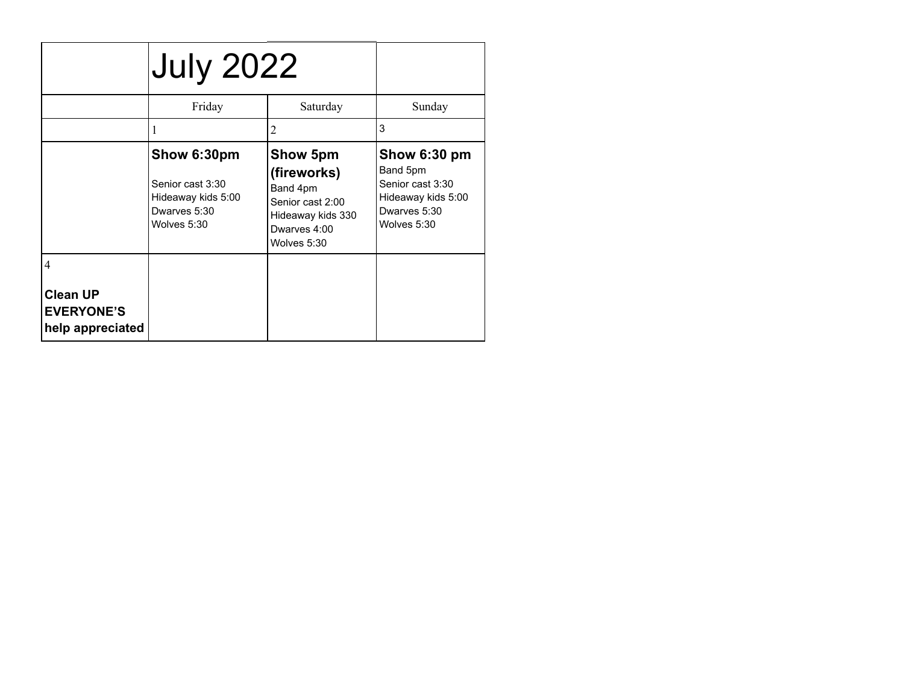| | July 2022 | | |
|---|---|---|---|
| | Friday | Saturday | Sunday |
| | 1 | 2 | 3 |
| | **Show 6:30pm**<br><br>Senior cast 3:30<br>Hideaway kids 5:00<br>Dwarves 5:30<br>Wolves 5:30 | **Show 5pm (fireworks)**<br>Band 4pm<br>Senior cast 2:00<br>Hideaway kids 330<br>Dwarves 4:00<br>Wolves 5:30 | **Show 6:30 pm**<br>Band 5pm<br>Senior cast 3:30<br>Hideaway kids 5:00<br>Dwarves 5:30<br>Wolves 5:30 |
| 4<br><br>**Clean UP EVERYONE'S help appreciated** | | | |